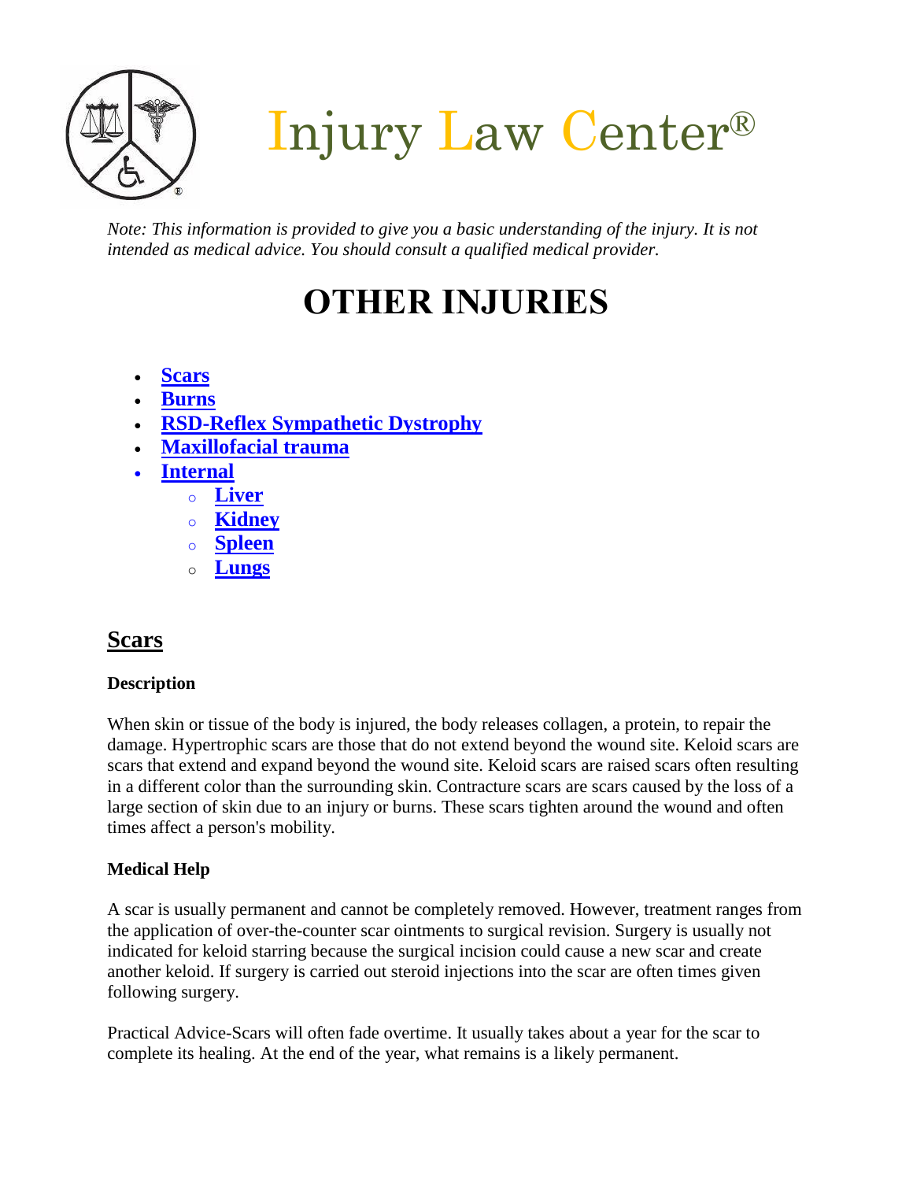# Injury Law Center®

*Note: This information is provided to give you a basic understanding of the injury. It is not intended as medical advice. You should consult a qualified medical provider.*

# OTHER INJURIES

- **Scars**
- **Burns**
- **RSD-Reflex Sympathetic Dystrophy**
- **Maxillofacial trauma**
- **Internal**
  - **Liver**
  - **Kidney**
  - **Spleen**
  - **Lungs**

## Scars

**Description**

When skin or tissue of the body is injured, the body releases collagen, a protein, to repair the damage. Hypertrophic scars are those that do not extend beyond the wound site. Keloid scars are scars that extend and expand beyond the wound site. Keloid scars are raised scars often resulting in a different color than the surrounding skin. Contracture scars are scars caused by the loss of a large section of skin due to an injury or burns. These scars tighten around the wound and often times affect a person's mobility.

**Medical Help**

A scar is usually permanent and cannot be completely removed. However, treatment ranges from the application of over-the-counter scar ointments to surgical revision. Surgery is usually not indicated for keloid starring because the surgical incision could cause a new scar and create another keloid. If surgery is carried out steroid injections into the scar are often times given following surgery.

Practical Advice-Scars will often fade overtime. It usually takes about a year for the scar to complete its healing. At the end of the year, what remains is a likely permanent.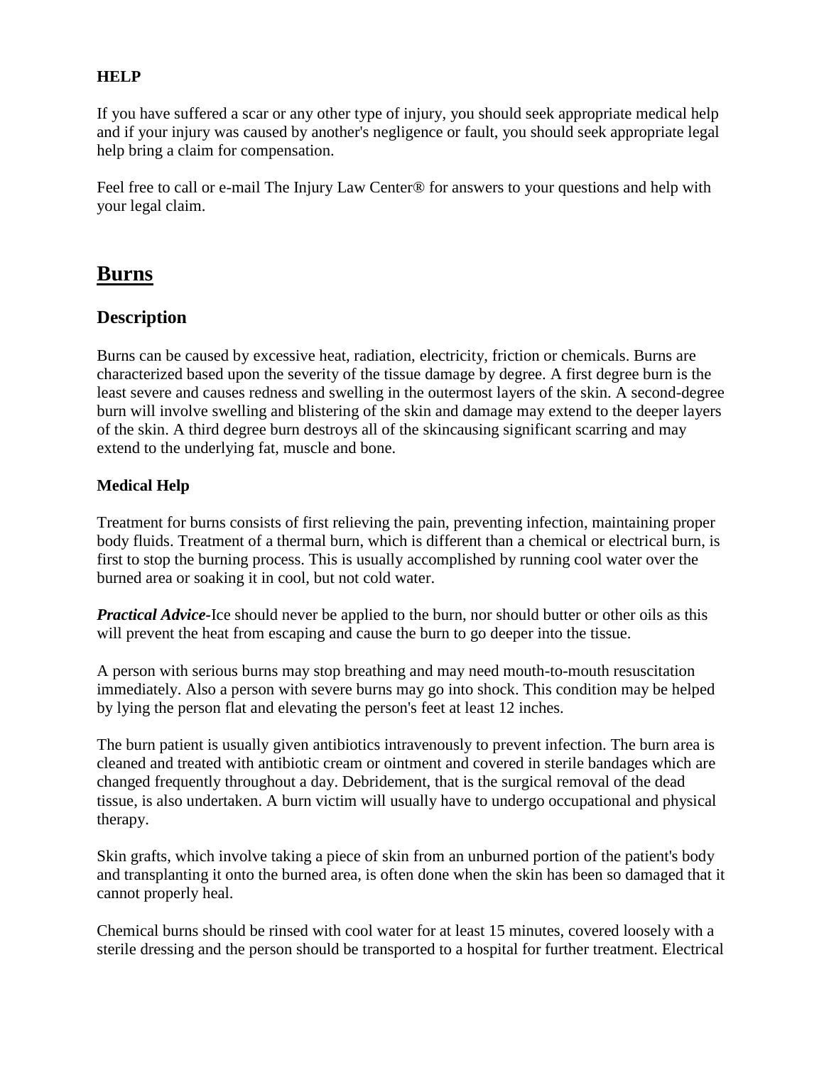**HELP**

If you have suffered a scar or any other type of injury, you should seek appropriate medical help and if your injury was caused by another's negligence or fault, you should seek appropriate legal help bring a claim for compensation.

Feel free to call or e-mail The Injury Law Center® for answers to your questions and help with your legal claim.

# Burns

## Description

Burns can be caused by excessive heat, radiation, electricity, friction or chemicals. Burns are characterized based upon the severity of the tissue damage by degree. A first degree burn is the least severe and causes redness and swelling in the outermost layers of the skin. A second-degree burn will involve swelling and blistering of the skin and damage may extend to the deeper layers of the skin. A third degree burn destroys all of the skincausing significant scarring and may extend to the underlying fat, muscle and bone.

### Medical Help

Treatment for burns consists of first relieving the pain, preventing infection, maintaining proper body fluids. Treatment of a thermal burn, which is different than a chemical or electrical burn, is first to stop the burning process. This is usually accomplished by running cool water over the burned area or soaking it in cool, but not cold water.

***Practical Advice***-Ice should never be applied to the burn, nor should butter or other oils as this will prevent the heat from escaping and cause the burn to go deeper into the tissue.

A person with serious burns may stop breathing and may need mouth-to-mouth resuscitation immediately. Also a person with severe burns may go into shock. This condition may be helped by lying the person flat and elevating the person's feet at least 12 inches.

The burn patient is usually given antibiotics intravenously to prevent infection. The burn area is cleaned and treated with antibiotic cream or ointment and covered in sterile bandages which are changed frequently throughout a day. Debridement, that is the surgical removal of the dead tissue, is also undertaken. A burn victim will usually have to undergo occupational and physical therapy.

Skin grafts, which involve taking a piece of skin from an unburned portion of the patient's body and transplanting it onto the burned area, is often done when the skin has been so damaged that it cannot properly heal.

Chemical burns should be rinsed with cool water for at least 15 minutes, covered loosely with a sterile dressing and the person should be transported to a hospital for further treatment. Electrical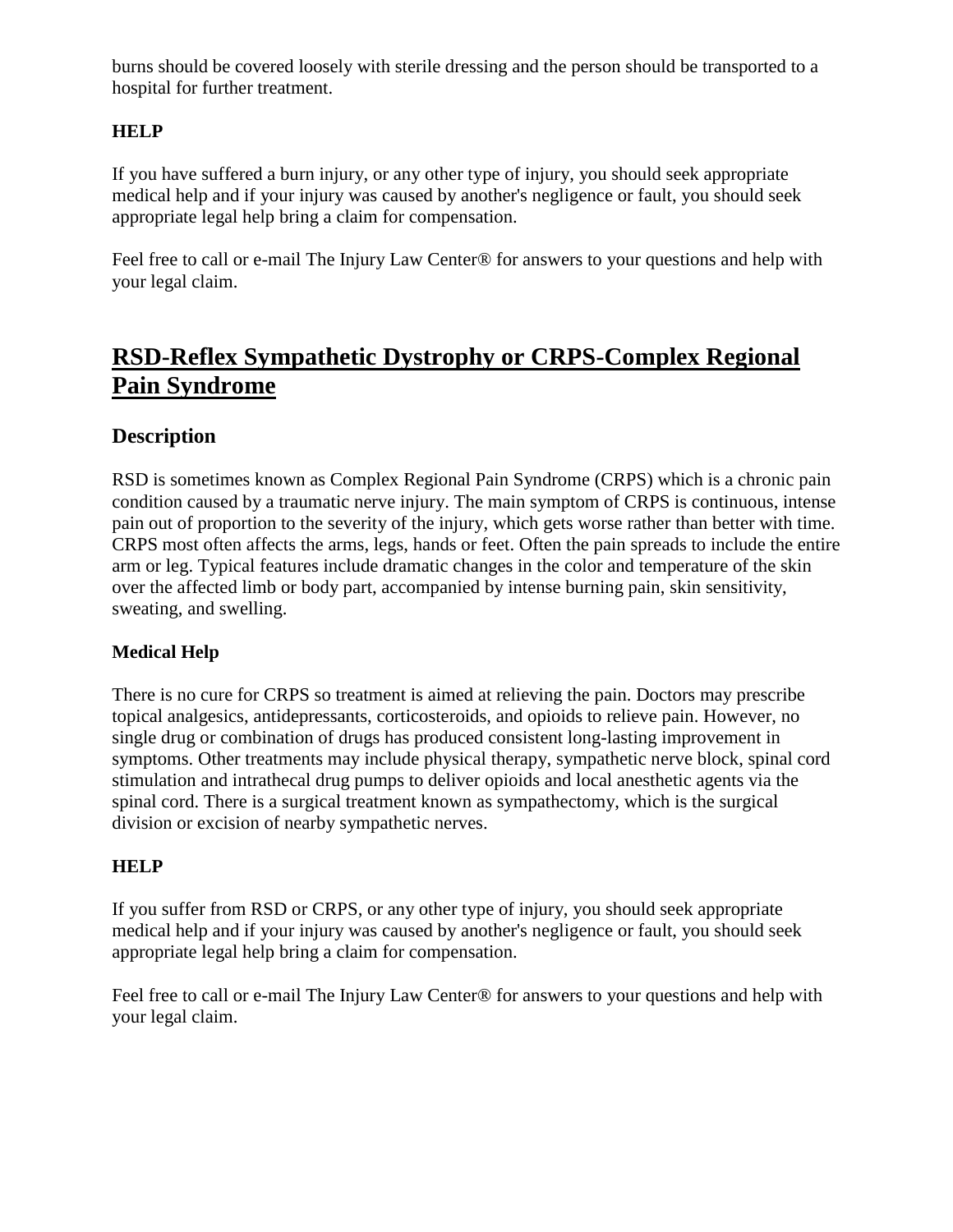burns should be covered loosely with sterile dressing and the person should be transported to a hospital for further treatment.

### HELP

If you have suffered a burn injury, or any other type of injury, you should seek appropriate medical help and if your injury was caused by another's negligence or fault, you should seek appropriate legal help bring a claim for compensation.

Feel free to call or e-mail The Injury Law Center® for answers to your questions and help with your legal claim.

# RSD-Reflex Sympathetic Dystrophy or CRPS-Complex Regional Pain Syndrome

## Description

RSD is sometimes known as Complex Regional Pain Syndrome (CRPS) which is a chronic pain condition caused by a traumatic nerve injury. The main symptom of CRPS is continuous, intense pain out of proportion to the severity of the injury, which gets worse rather than better with time. CRPS most often affects the arms, legs, hands or feet. Often the pain spreads to include the entire arm or leg. Typical features include dramatic changes in the color and temperature of the skin over the affected limb or body part, accompanied by intense burning pain, skin sensitivity, sweating, and swelling.

### Medical Help

There is no cure for CRPS so treatment is aimed at relieving the pain. Doctors may prescribe topical analgesics, antidepressants, corticosteroids, and opioids to relieve pain. However, no single drug or combination of drugs has produced consistent long-lasting improvement in symptoms. Other treatments may include physical therapy, sympathetic nerve block, spinal cord stimulation and intrathecal drug pumps to deliver opioids and local anesthetic agents via the spinal cord. There is a surgical treatment known as sympathectomy, which is the surgical division or excision of nearby sympathetic nerves.

### HELP

If you suffer from RSD or CRPS, or any other type of injury, you should seek appropriate medical help and if your injury was caused by another's negligence or fault, you should seek appropriate legal help bring a claim for compensation.

Feel free to call or e-mail The Injury Law Center® for answers to your questions and help with your legal claim.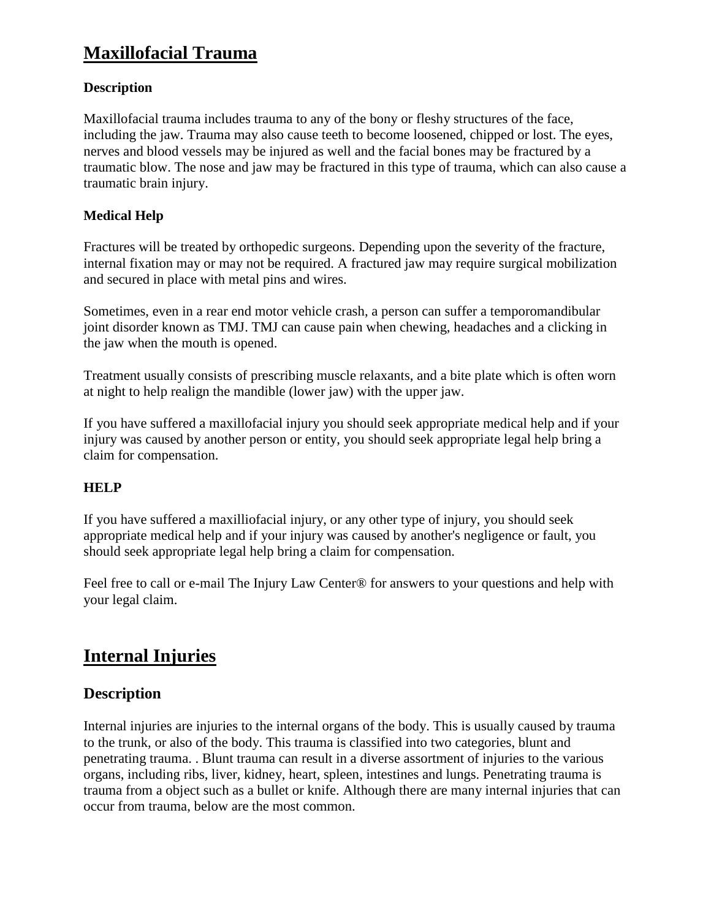# Maxillofacial Trauma

**Description**

Maxillofacial trauma includes trauma to any of the bony or fleshy structures of the face, including the jaw. Trauma may also cause teeth to become loosened, chipped or lost. The eyes, nerves and blood vessels may be injured as well and the facial bones may be fractured by a traumatic blow. The nose and jaw may be fractured in this type of trauma, which can also cause a traumatic brain injury.

**Medical Help**

Fractures will be treated by orthopedic surgeons. Depending upon the severity of the fracture, internal fixation may or may not be required. A fractured jaw may require surgical mobilization and secured in place with metal pins and wires.

Sometimes, even in a rear end motor vehicle crash, a person can suffer a temporomandibular joint disorder known as TMJ. TMJ can cause pain when chewing, headaches and a clicking in the jaw when the mouth is opened.

Treatment usually consists of prescribing muscle relaxants, and a bite plate which is often worn at night to help realign the mandible (lower jaw) with the upper jaw.

If you have suffered a maxillofacial injury you should seek appropriate medical help and if your injury was caused by another person or entity, you should seek appropriate legal help bring a claim for compensation.

**HELP**

If you have suffered a maxilliofacial injury, or any other type of injury, you should seek appropriate medical help and if your injury was caused by another's negligence or fault, you should seek appropriate legal help bring a claim for compensation.

Feel free to call or e-mail The Injury Law Center® for answers to your questions and help with your legal claim.

# Internal Injuries

## Description

Internal injuries are injuries to the internal organs of the body. This is usually caused by trauma to the trunk, or also of the body. This trauma is classified into two categories, blunt and penetrating trauma. . Blunt trauma can result in a diverse assortment of injuries to the various organs, including ribs, liver, kidney, heart, spleen, intestines and lungs. Penetrating trauma is trauma from a object such as a bullet or knife. Although there are many internal injuries that can occur from trauma, below are the most common.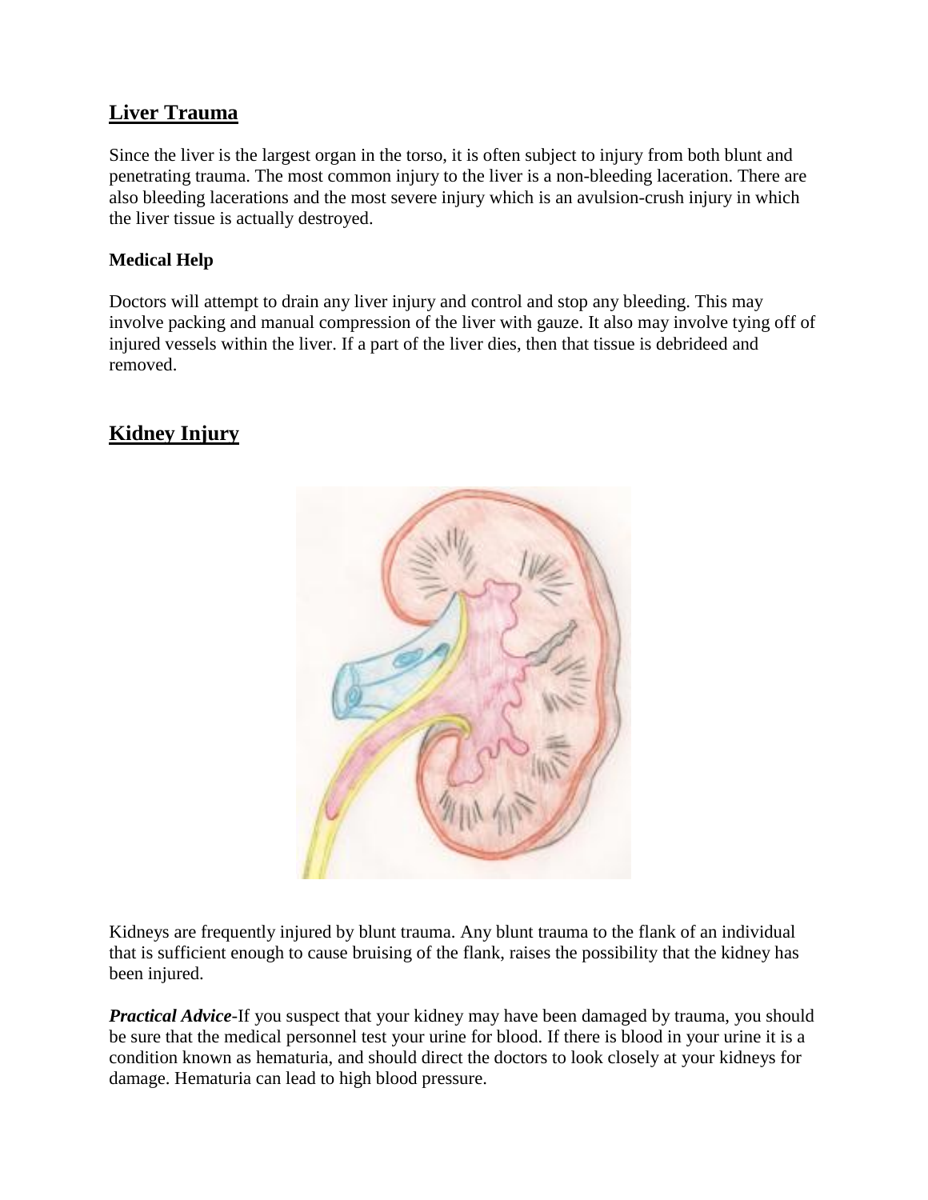## Liver Trauma

Since the liver is the largest organ in the torso, it is often subject to injury from both blunt and penetrating trauma. The most common injury to the liver is a non-bleeding laceration. There are also bleeding lacerations and the most severe injury which is an avulsion-crush injury in which the liver tissue is actually destroyed.

### Medical Help

Doctors will attempt to drain any liver injury and control and stop any bleeding. This may involve packing and manual compression of the liver with gauze. It also may involve tying off of injured vessels within the liver. If a part of the liver dies, then that tissue is debrideed and removed.

## Kidney Injury

Kidneys are frequently injured by blunt trauma. Any blunt trauma to the flank of an individual that is sufficient enough to cause bruising of the flank, raises the possibility that the kidney has been injured.

***Practical Advice***-If you suspect that your kidney may have been damaged by trauma, you should be sure that the medical personnel test your urine for blood. If there is blood in your urine it is a condition known as hematuria, and should direct the doctors to look closely at your kidneys for damage. Hematuria can lead to high blood pressure.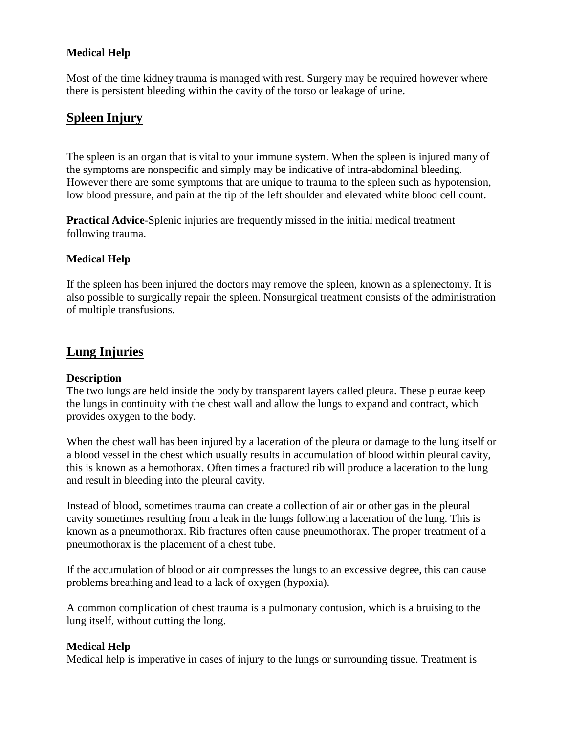**Medical Help**

Most of the time kidney trauma is managed with rest. Surgery may be required however where there is persistent bleeding within the cavity of the torso or leakage of urine.

## Spleen Injury

The spleen is an organ that is vital to your immune system. When the spleen is injured many of the symptoms are nonspecific and simply may be indicative of intra-abdominal bleeding. However there are some symptoms that are unique to trauma to the spleen such as hypotension, low blood pressure, and pain at the tip of the left shoulder and elevated white blood cell count.

**Practical Advice**-Splenic injuries are frequently missed in the initial medical treatment following trauma.

**Medical Help**

If the spleen has been injured the doctors may remove the spleen, known as a splenectomy. It is also possible to surgically repair the spleen. Nonsurgical treatment consists of the administration of multiple transfusions.

## Lung Injuries

**Description**
The two lungs are held inside the body by transparent layers called pleura. These pleurae keep the lungs in continuity with the chest wall and allow the lungs to expand and contract, which provides oxygen to the body.

When the chest wall has been injured by a laceration of the pleura or damage to the lung itself or a blood vessel in the chest which usually results in accumulation of blood within pleural cavity, this is known as a hemothorax. Often times a fractured rib will produce a laceration to the lung and result in bleeding into the pleural cavity.

Instead of blood, sometimes trauma can create a collection of air or other gas in the pleural cavity sometimes resulting from a leak in the lungs following a laceration of the lung. This is known as a pneumothorax. Rib fractures often cause pneumothorax. The proper treatment of a pneumothorax is the placement of a chest tube.

If the accumulation of blood or air compresses the lungs to an excessive degree, this can cause problems breathing and lead to a lack of oxygen (hypoxia).

A common complication of chest trauma is a pulmonary contusion, which is a bruising to the lung itself, without cutting the long.

**Medical Help**
Medical help is imperative in cases of injury to the lungs or surrounding tissue. Treatment is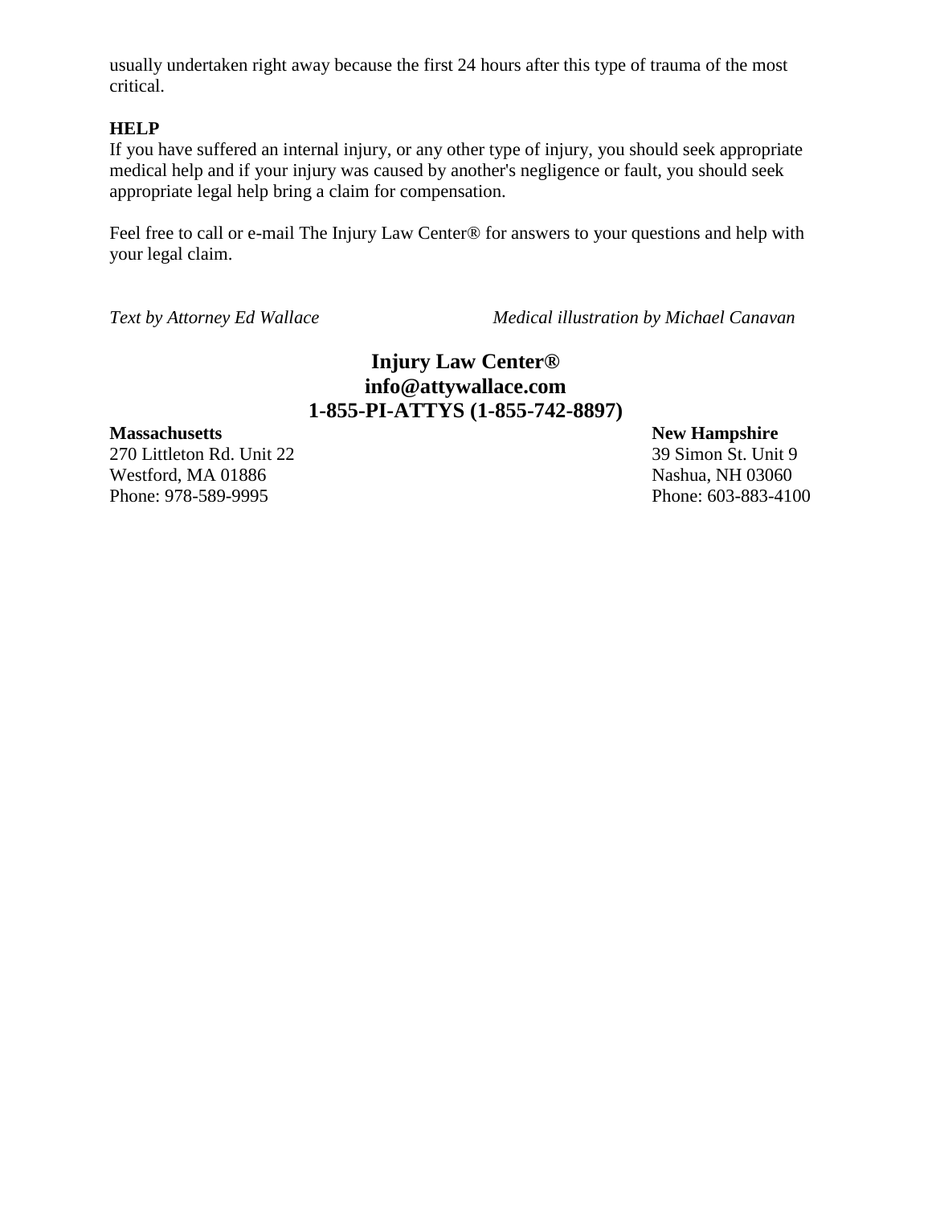usually undertaken right away because the first 24 hours after this type of trauma of the most critical.

**HELP**

If you have suffered an internal injury, or any other type of injury, you should seek appropriate medical help and if your injury was caused by another's negligence or fault, you should seek appropriate legal help bring a claim for compensation.

Feel free to call or e-mail The Injury Law Center® for answers to your questions and help with your legal claim.

*Text by Attorney Ed Wallace*

*Medical illustration by Michael Canavan*

**Injury Law Center®**
**info@attywallace.com**
**1-855-PI-ATTYS (1-855-742-8897)**

**Massachusetts**
270 Littleton Rd. Unit 22
Westford, MA 01886
Phone: 978-589-9995

**New Hampshire**
39 Simon St. Unit 9
Nashua, NH 03060
Phone: 603-883-4100